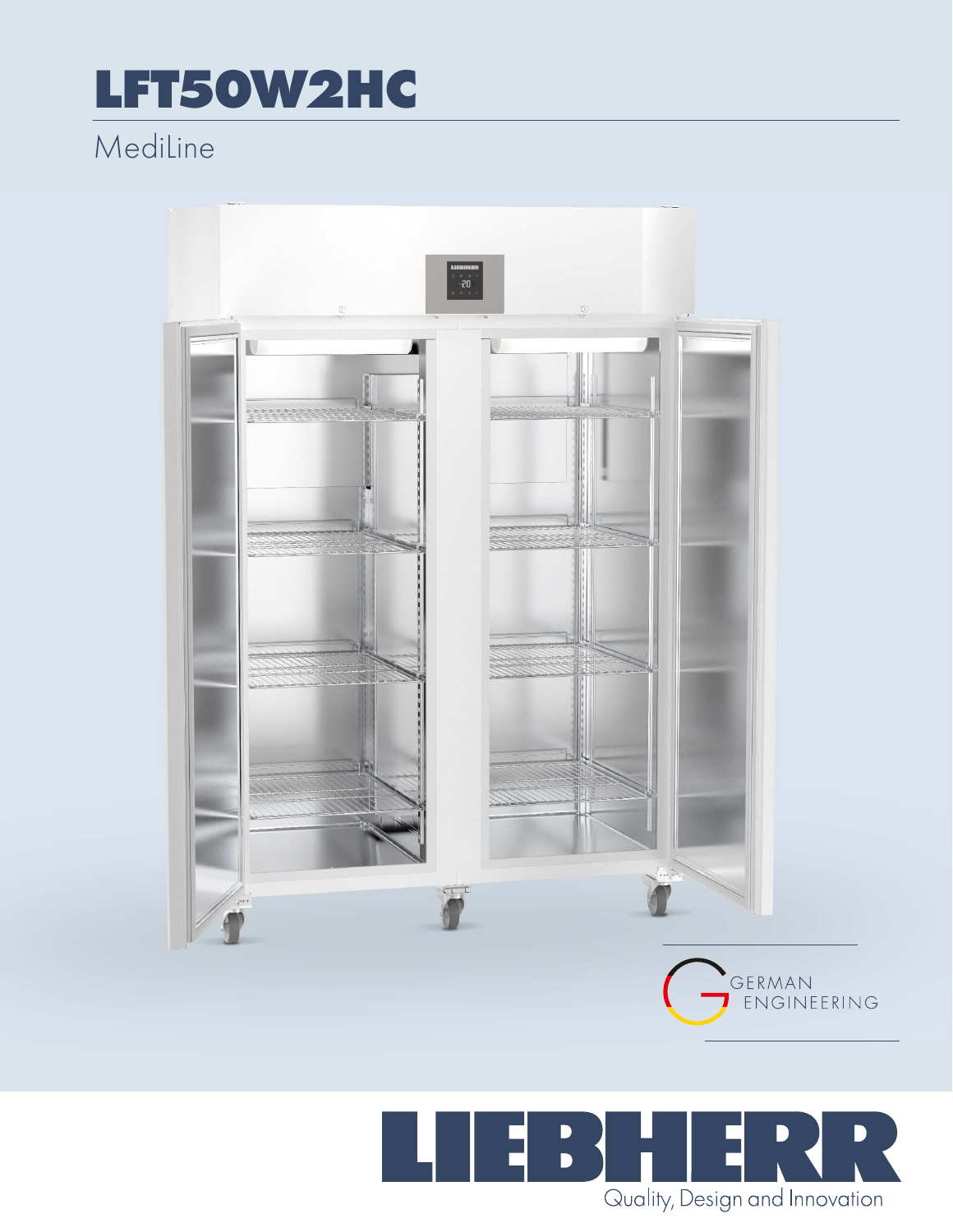# LFT50W2HC

MediLine

GERMAN ENGINEERING

LIEBHERR

Quality, Design and Innovation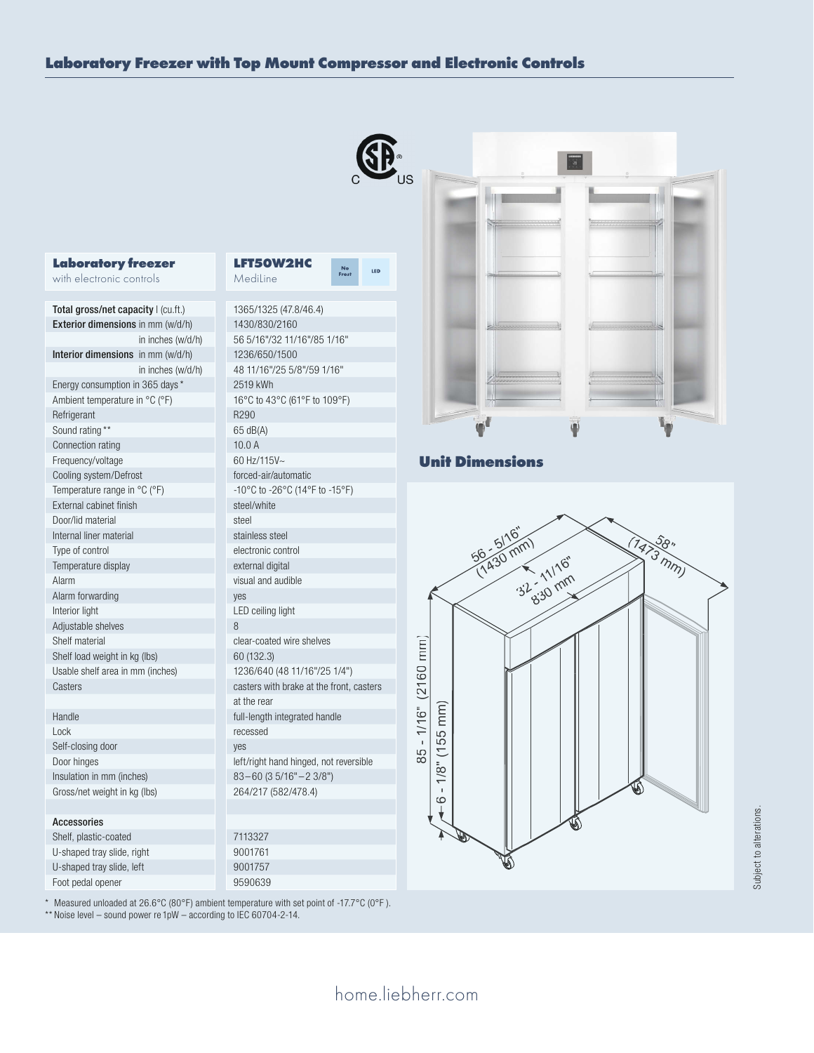## Laboratory Freezer with Top Mount Compressor and Electronic Controls

| **Laboratory freezer** with electronic controls | **LFT5OW2HC** MediLine (No Frost, LED) |
|---|---|
| **Total gross/net capacity** l (cu.ft.) | 1365/1325 (47.8/46.4) |
| **Exterior dimensions** in mm (w/d/h) | 1430/830/2160 |
| in inches (w/d/h) | 56 5/16"/32 11/16"/85 1/16" |
| **Interior dimensions** in mm (w/d/h) | 1236/650/1500 |
| in inches (w/d/h) | 48 11/16"/25 5/8"/59 1/16" |
| Energy consumption in 365 days * | 2519 kWh |
| Ambient temperature in °C (°F) | 16°C to 43°C (61°F to 109°F) |
| Refrigerant | R290 |
| Sound rating ** | 65 dB(A) |
| Connection rating | 10.0 A |
| Frequency/voltage | 60 Hz/115V~ |
| Cooling system/Defrost | forced-air/automatic |
| Temperature range in °C (°F) | -10°C to -26°C (14°F to -15°F) |
| External cabinet finish | steel/white |
| Door/lid material | steel |
| Internal liner material | stainless steel |
| Type of control | electronic control |
| Temperature display | external digital |
| Alarm | visual and audible |
| Alarm forwarding | yes |
| Interior light | LED ceiling light |
| Adjustable shelves | 8 |
| Shelf material | clear-coated wire shelves |
| Shelf load weight in kg (lbs) | 60 (132.3) |
| Usable shelf area in mm (inches) | 1236/640 (48 11/16"/25 1/4") |
| Casters | casters with brake at the front, casters at the rear |
| Handle | full-length integrated handle |
| Lock | recessed |
| Self-closing door | yes |
| Door hinges | left/right hand hinged, not reversible |
| Insulation in mm (inches) | 83 – 60 (3 5/16" – 2 3/8") |
| Gross/net weight in kg (lbs) | 264/217 (582/478.4) |
| | |
| **Accessories** | |
| Shelf, plastic-coated | 7113327 |
| U-shaped tray slide, right | 9001761 |
| U-shaped tray slide, left | 9001757 |
| Foot pedal opener | 9590639 |

\* Measured unloaded at 26.6°C (80°F) ambient temperature with set point of -17.7°C (0°F ).
** Noise level – sound power re 1pW – according to IEC 60704-2-14.

## Unit Dimensions

56 - 5/16" (1430 mm)
58" (1473 mm)
32 - 11/16" 830 mm
85 - 1/16" (2160 mm)
6 - 1/8" (155 mm)

Subject to alterations.

home.liebherr.com